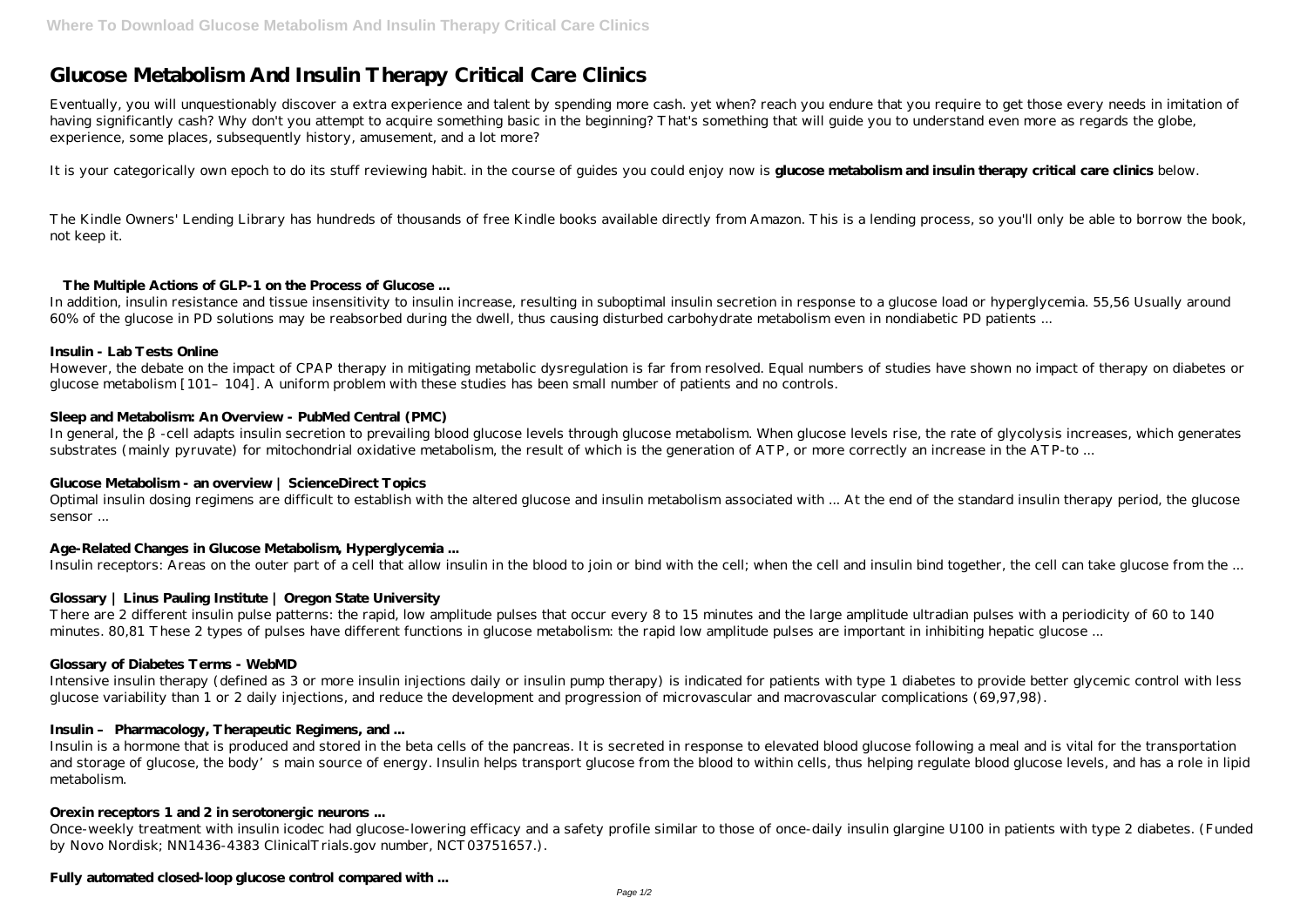# Glucose Metabolism And Insulin Therapy Critical Care Clinics

Eventually, you will unquestionably discover a extra experience and talent by spending more cash. yet when? reach you endure that you require to get those every needs in imitation of having significantly cash? Why don't you attempt to acquire something basic in the beginning? That's something that will guide you to understand even more as regards the globe, experience, some places, subsequently history, amusement, and a lot more?

It is your categorically own epoch to do its stuff reviewing habit. in the course of guides you could enjoy now is **glucose metabolism and insulin therapy critical care clinics** below.

The Kindle Owners' Lending Library has hundreds of thousands of free Kindle books available directly from Amazon. This is a lending process, so you'll only be able to borrow the book, not keep it.

### The Multiple Actions of GLP-1 on the Process of Glucose ...

In addition, insulin resistance and tissue insensitivity to insulin increase, resulting in suboptimal insulin secretion in response to a glucose load or hyperglycemia. 55,56 Usually around 60% of the glucose in PD solutions may be reabsorbed during the dwell, thus causing disturbed carbohydrate metabolism even in nondiabetic PD patients ...

### Insulin - Lab Tests Online

However, the debate on the impact of CPAP therapy in mitigating metabolic dysregulation is far from resolved. Equal numbers of studies have shown no impact of therapy on diabetes or glucose metabolism [101–104]. A uniform problem with these studies has been small number of patients and no controls.

### Sleep and Metabolism: An Overview - PubMed Central (PMC)

In general, the β-cell adapts insulin secretion to prevailing blood glucose levels through glucose metabolism. When glucose levels rise, the rate of glycolysis increases, which generates substrates (mainly pyruvate) for mitochondrial oxidative metabolism, the result of which is the generation of ATP, or more correctly an increase in the ATP-to ...

### Glucose Metabolism - an overview | ScienceDirect Topics

Optimal insulin dosing regimens are difficult to establish with the altered glucose and insulin metabolism associated with ... At the end of the standard insulin therapy period, the glucose sensor ...

### Age-Related Changes in Glucose Metabolism, Hyperglycemia ...

Insulin receptors: Areas on the outer part of a cell that allow insulin in the blood to join or bind with the cell; when the cell and insulin bind together, the cell can take glucose from the ...

### Glossary | Linus Pauling Institute | Oregon State University

There are 2 different insulin pulse patterns: the rapid, low amplitude pulses that occur every 8 to 15 minutes and the large amplitude ultradian pulses with a periodicity of 60 to 140 minutes. 80,81 These 2 types of pulses have different functions in glucose metabolism: the rapid low amplitude pulses are important in inhibiting hepatic glucose ...

### Glossary of Diabetes Terms - WebMD

Intensive insulin therapy (defined as 3 or more insulin injections daily or insulin pump therapy) is indicated for patients with type 1 diabetes to provide better glycemic control with less glucose variability than 1 or 2 daily injections, and reduce the development and progression of microvascular and macrovascular complications (69,97,98).

### Insulin – Pharmacology, Therapeutic Regimens, and ...

Insulin is a hormone that is produced and stored in the beta cells of the pancreas. It is secreted in response to elevated blood glucose following a meal and is vital for the transportation and storage of glucose, the body's main source of energy. Insulin helps transport glucose from the blood to within cells, thus helping regulate blood glucose levels, and has a role in lipid metabolism.

### Orexin receptors 1 and 2 in serotonergic neurons ...

Once-weekly treatment with insulin icodec had glucose-lowering efficacy and a safety profile similar to those of once-daily insulin glargine U100 in patients with type 2 diabetes. (Funded by Novo Nordisk; NN1436-4383 ClinicalTrials.gov number, NCT03751657.).

### Fully automated closed-loop glucose control compared with ...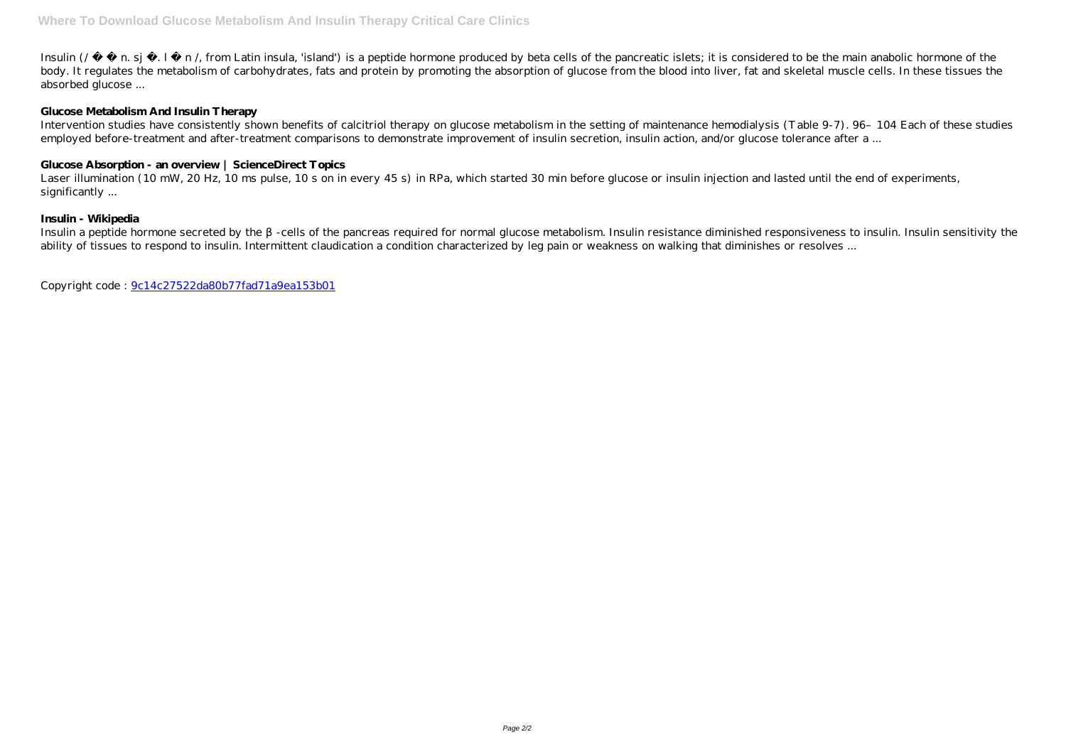Insulin (/ ˈ ɪ n. sj ʊ. l ɪ n /, from Latin insula, 'island') is a peptide hormone produced by beta cells of the pancreatic islets; it is considered to be the main anabolic hormone of the body. It regulates the metabolism of carbohydrates, fats and protein by promoting the absorption of glucose from the blood into liver, fat and skeletal muscle cells. In these tissues the absorbed glucose ...

**Glucose Metabolism And Insulin Therapy**

Intervention studies have consistently shown benefits of calcitriol therapy on glucose metabolism in the setting of maintenance hemodialysis (Table 9-7). 96– 104 Each of these studies employed before-treatment and after-treatment comparisons to demonstrate improvement of insulin secretion, insulin action, and/or glucose tolerance after a ...

**Glucose Absorption - an overview | ScienceDirect Topics**

Laser illumination (10 mW, 20 Hz, 10 ms pulse, 10 s on in every 45 s) in RPa, which started 30 min before glucose or insulin injection and lasted until the end of experiments, significantly ...

**Insulin - Wikipedia**

Insulin a peptide hormone secreted by the β -cells of the pancreas required for normal glucose metabolism. Insulin resistance diminished responsiveness to insulin. Insulin sensitivity the ability of tissues to respond to insulin. Intermittent claudication a condition characterized by leg pain or weakness on walking that diminishes or resolves ...

Copyright code : 9c14c27522da80b77fad71a9ea153b01